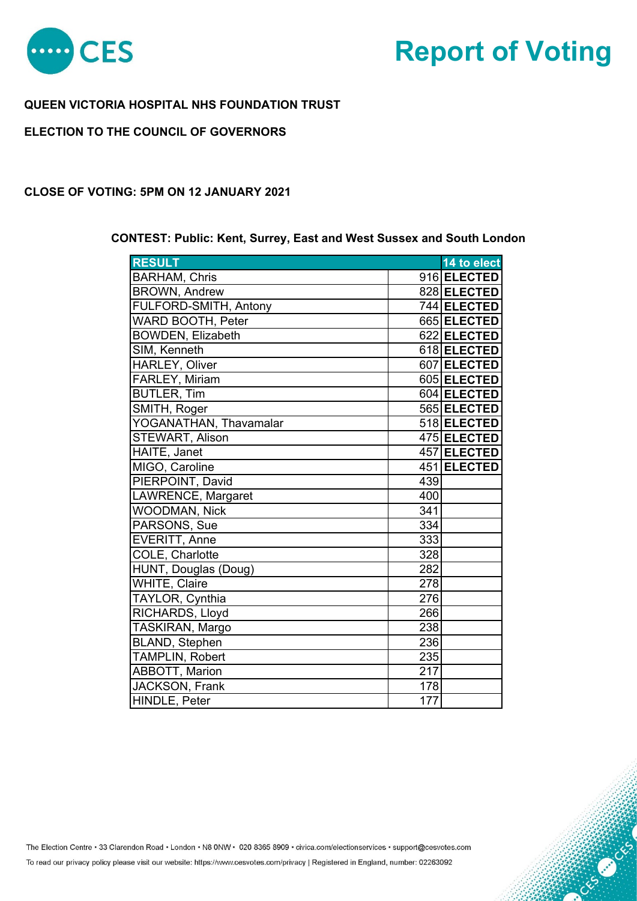# Report of Voting

**QUEEN VICTORIA HOSPITAL NHS FOUNDATION TRUST**

**ELECTION TO THE COUNCIL OF GOVERNORS**

**CLOSE OF VOTING: 5PM ON 12 JANUARY 2021**

**CONTEST: Public: Kent, Surrey, East and West Sussex and South London**

| RESULT | | 14 to elect |
|---|---|---|
| BARHAM, Chris | 916 | **ELECTED** |
| BROWN, Andrew | 828 | **ELECTED** |
| FULFORD-SMITH, Antony | 744 | **ELECTED** |
| WARD BOOTH, Peter | 665 | **ELECTED** |
| BOWDEN, Elizabeth | 622 | **ELECTED** |
| SIM, Kenneth | 618 | **ELECTED** |
| HARLEY, Oliver | 607 | **ELECTED** |
| FARLEY, Miriam | 605 | **ELECTED** |
| BUTLER, Tim | 604 | **ELECTED** |
| SMITH, Roger | 565 | **ELECTED** |
| YOGANATHAN, Thavamalar | 518 | **ELECTED** |
| STEWART, Alison | 475 | **ELECTED** |
| HAITE, Janet | 457 | **ELECTED** |
| MIGO, Caroline | 451 | **ELECTED** |
| PIERPOINT, David | 439 | |
| LAWRENCE, Margaret | 400 | |
| WOODMAN, Nick | 341 | |
| PARSONS, Sue | 334 | |
| EVERITT, Anne | 333 | |
| COLE, Charlotte | 328 | |
| HUNT, Douglas (Doug) | 282 | |
| WHITE, Claire | 278 | |
| TAYLOR, Cynthia | 276 | |
| RICHARDS, Lloyd | 266 | |
| TASKIRAN, Margo | 238 | |
| BLAND, Stephen | 236 | |
| TAMPLIN, Robert | 235 | |
| ABBOTT, Marion | 217 | |
| JACKSON, Frank | 178 | |
| HINDLE, Peter | 177 | |

The Election Centre • 33 Clarendon Road • London • N8 0NW • 020 8365 8909 • civica.com/electionservices • support@cesvotes.com

To read our privacy policy please visit our website: https://www.cesvotes.com/privacy | Registered in England, number: 02263092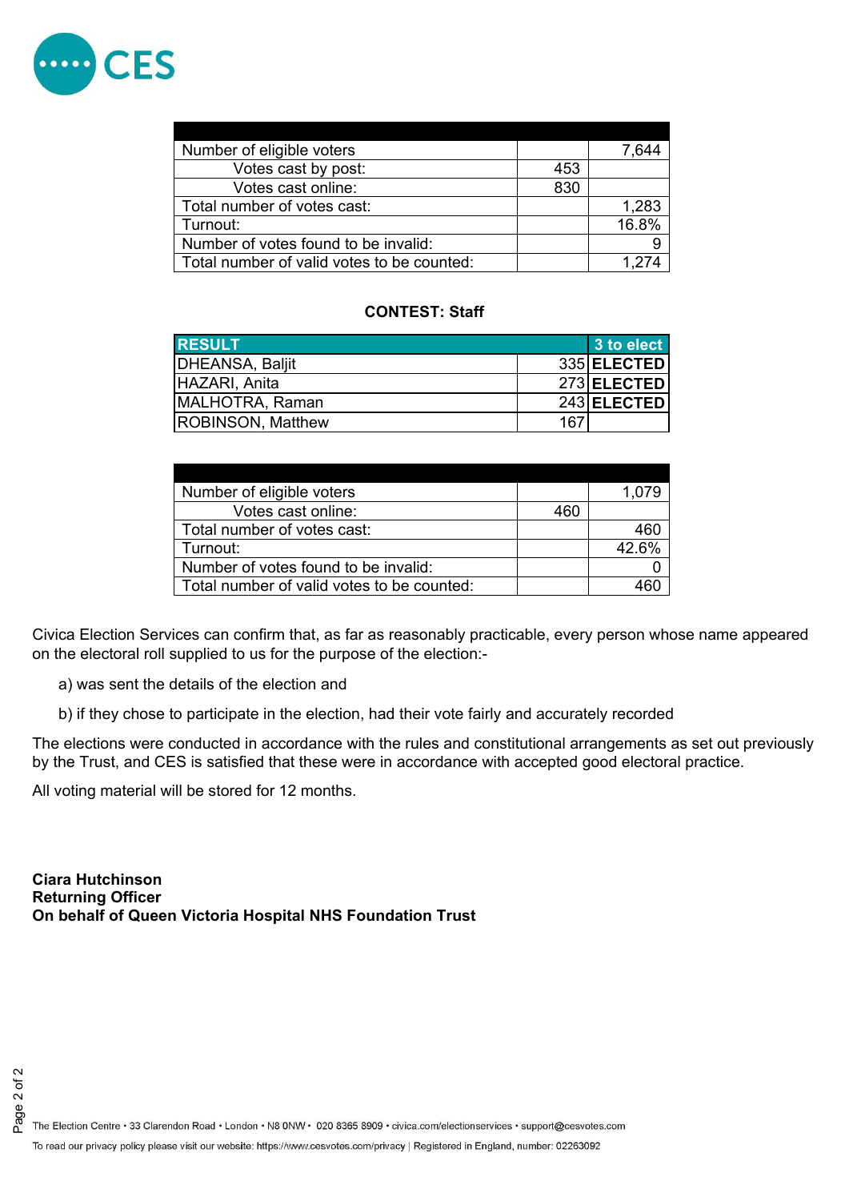| | | |
|---|---|---|
| Number of eligible voters | | 7,644 |
| Votes cast by post: | 453 | |
| Votes cast online: | 830 | |
| Total number of votes cast: | | 1,283 |
| Turnout: | | 16.8% |
| Number of votes found to be invalid: | | 9 |
| Total number of valid votes to be counted: | | 1,274 |

**CONTEST: Staff**

| RESULT | | 3 to elect |
|---|---|---|
| DHEANSA, Baljit | 335 | ELECTED |
| HAZARI, Anita | 273 | ELECTED |
| MALHOTRA, Raman | 243 | ELECTED |
| ROBINSON, Matthew | 167 | |

| | | |
|---|---|---|
| Number of eligible voters | | 1,079 |
| Votes cast online: | 460 | |
| Total number of votes cast: | | 460 |
| Turnout: | | 42.6% |
| Number of votes found to be invalid: | | 0 |
| Total number of valid votes to be counted: | | 460 |

Civica Election Services can confirm that, as far as reasonably practicable, every person whose name appeared on the electoral roll supplied to us for the purpose of the election:-

a) was sent the details of the election and

b) if they chose to participate in the election, had their vote fairly and accurately recorded

The elections were conducted in accordance with the rules and constitutional arrangements as set out previously by the Trust, and CES is satisfied that these were in accordance with accepted good electoral practice.

All voting material will be stored for 12 months.

**Ciara Hutchinson**
**Returning Officer**
**On behalf of Queen Victoria Hospital NHS Foundation Trust**

The Election Centre • 33 Clarendon Road • London • N8 0NW • 020 8365 8909 • civica.com/electionservices • support@cesvotes.com

To read our privacy policy please visit our website: https://www.cesvotes.com/privacy | Registered in England, number: 02263092